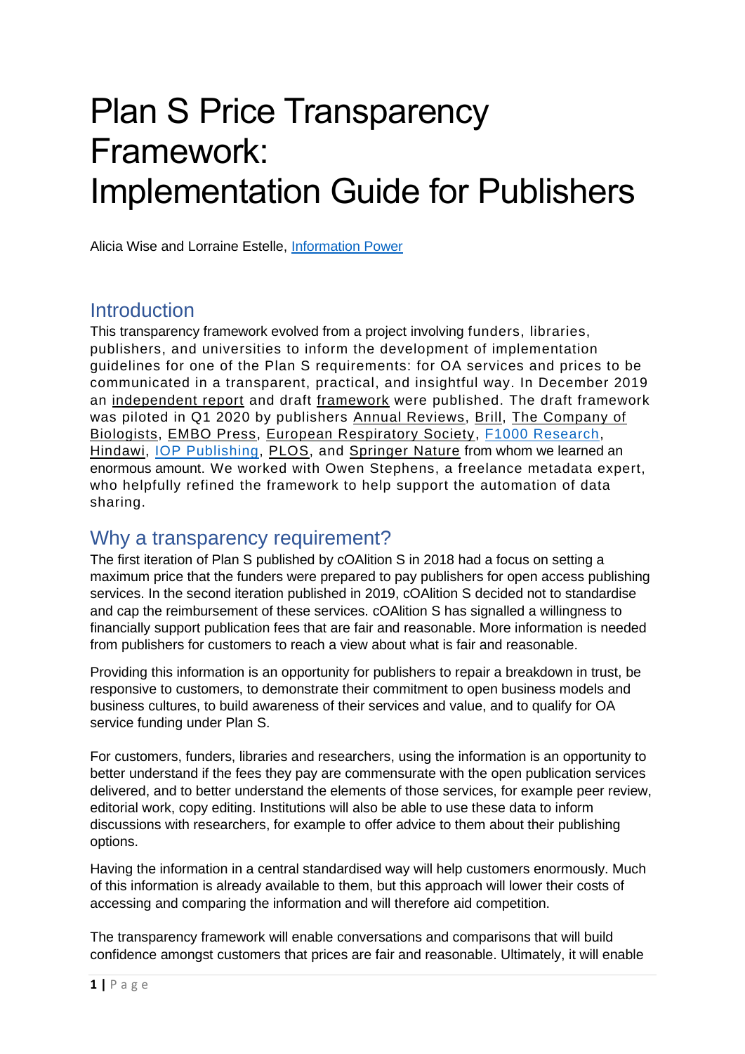# Plan S Price Transparency Framework: Implementation Guide for Publishers

Alicia Wise and Lorraine Estelle, Information Power

## Introduction

This transparency framework evolved from a project involving funders, libraries, publishers, and universities to inform the development of implementation guidelines for one of the Plan S requirements: for OA services and prices to be communicated in a transparent, practical, and insightful way. In December 2019 an independent report and draft framework were published. The draft framework was piloted in Q1 2020 by publishers Annual Reviews, Brill, The Company of Biologists, EMBO Press, European Respiratory Society, F1000 Research, Hindawi, IOP Publishing, PLOS, and Springer Nature from whom we learned an enormous amount. We worked with Owen Stephens, a freelance metadata expert, who helpfully refined the framework to help support the automation of data sharing.

## Why a transparency requirement?

The first iteration of Plan S published by cOAlition S in 2018 had a focus on setting a maximum price that the funders were prepared to pay publishers for open access publishing services. In the second iteration published in 2019, cOAlition S decided not to standardise and cap the reimbursement of these services. cOAlition S has signalled a willingness to financially support publication fees that are fair and reasonable. More information is needed from publishers for customers to reach a view about what is fair and reasonable.

Providing this information is an opportunity for publishers to repair a breakdown in trust, be responsive to customers, to demonstrate their commitment to open business models and business cultures, to build awareness of their services and value, and to qualify for OA service funding under Plan S.

For customers, funders, libraries and researchers, using the information is an opportunity to better understand if the fees they pay are commensurate with the open publication services delivered, and to better understand the elements of those services, for example peer review, editorial work, copy editing. Institutions will also be able to use these data to inform discussions with researchers, for example to offer advice to them about their publishing options.

Having the information in a central standardised way will help customers enormously. Much of this information is already available to them, but this approach will lower their costs of accessing and comparing the information and will therefore aid competition.

The transparency framework will enable conversations and comparisons that will build confidence amongst customers that prices are fair and reasonable. Ultimately, it will enable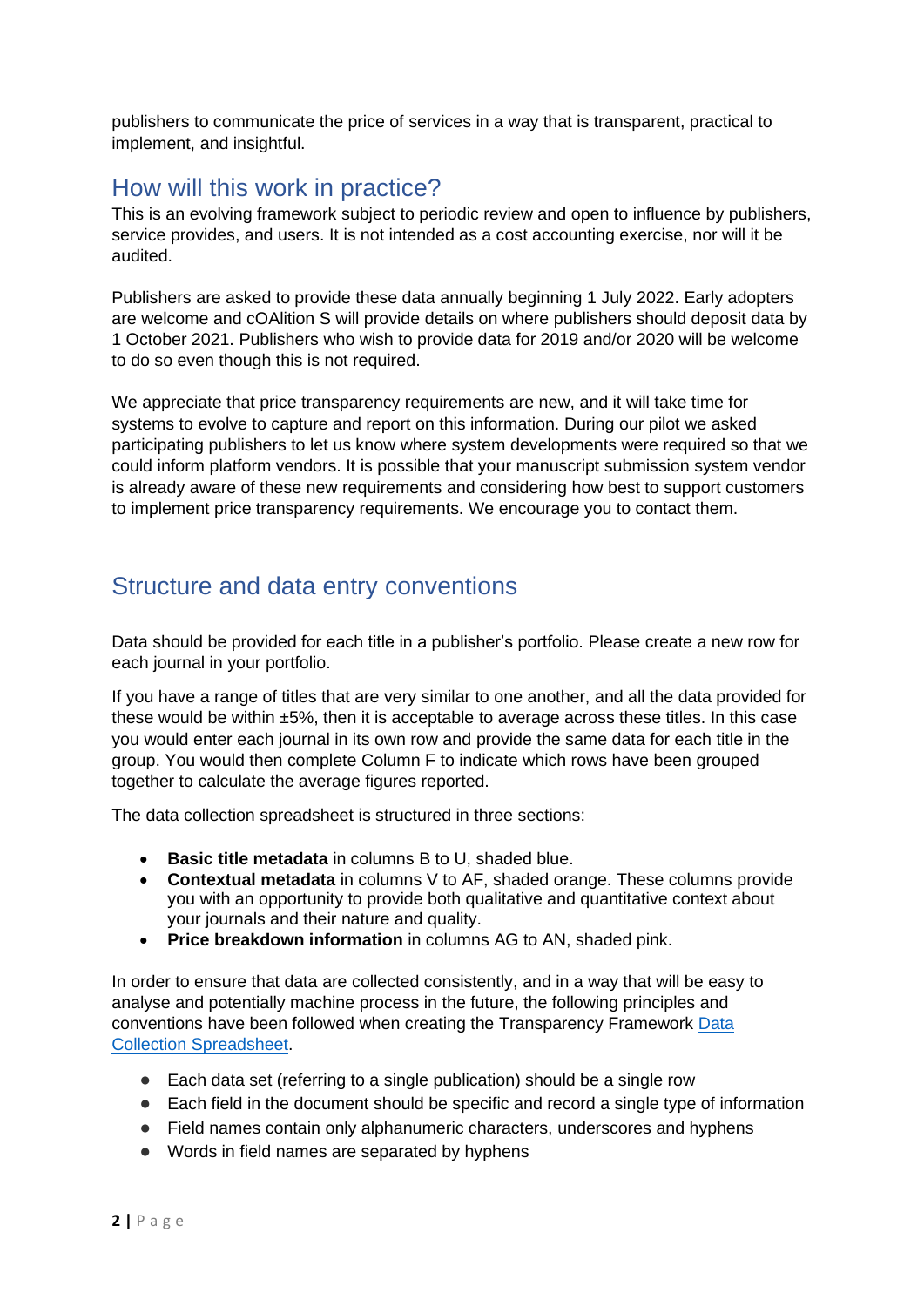publishers to communicate the price of services in a way that is transparent, practical to implement, and insightful.

## How will this work in practice?

This is an evolving framework subject to periodic review and open to influence by publishers, service provides, and users. It is not intended as a cost accounting exercise, nor will it be audited.

Publishers are asked to provide these data annually beginning 1 July 2022. Early adopters are welcome and cOAlition S will provide details on where publishers should deposit data by 1 October 2021. Publishers who wish to provide data for 2019 and/or 2020 will be welcome to do so even though this is not required.

We appreciate that price transparency requirements are new, and it will take time for systems to evolve to capture and report on this information. During our pilot we asked participating publishers to let us know where system developments were required so that we could inform platform vendors. It is possible that your manuscript submission system vendor is already aware of these new requirements and considering how best to support customers to implement price transparency requirements. We encourage you to contact them.

## Structure and data entry conventions

Data should be provided for each title in a publisher's portfolio. Please create a new row for each journal in your portfolio.

If you have a range of titles that are very similar to one another, and all the data provided for these would be within ±5%, then it is acceptable to average across these titles. In this case you would enter each journal in its own row and provide the same data for each title in the group. You would then complete Column F to indicate which rows have been grouped together to calculate the average figures reported.

The data collection spreadsheet is structured in three sections:

- **Basic title metadata** in columns B to U, shaded blue.
- **Contextual metadata** in columns V to AF, shaded orange. These columns provide you with an opportunity to provide both qualitative and quantitative context about your journals and their nature and quality.
- **Price breakdown information** in columns AG to AN, shaded pink.

In order to ensure that data are collected consistently, and in a way that will be easy to analyse and potentially machine process in the future, the following principles and conventions have been followed when creating the Transparency Framework Data Collection Spreadsheet.

- Each data set (referring to a single publication) should be a single row
- Each field in the document should be specific and record a single type of information
- Field names contain only alphanumeric characters, underscores and hyphens
- Words in field names are separated by hyphens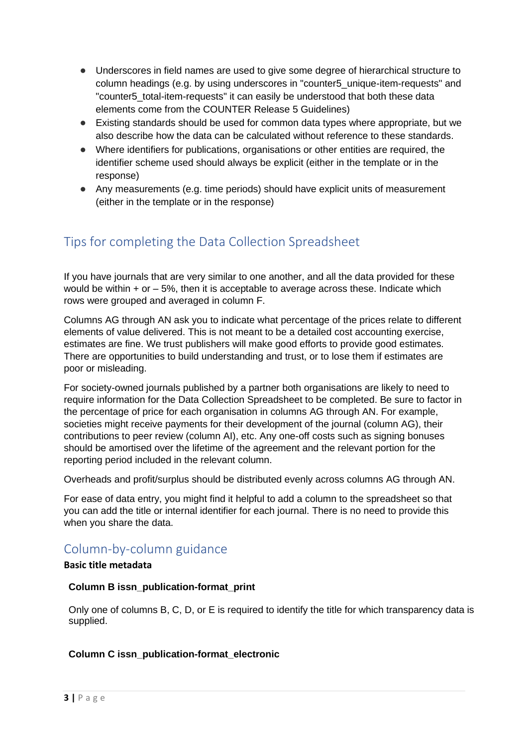- Underscores in field names are used to give some degree of hierarchical structure to column headings (e.g. by using underscores in "counter5_unique-item-requests" and "counter5_total-item-requests" it can easily be understood that both these data elements come from the COUNTER Release 5 Guidelines)
- Existing standards should be used for common data types where appropriate, but we also describe how the data can be calculated without reference to these standards.
- Where identifiers for publications, organisations or other entities are required, the identifier scheme used should always be explicit (either in the template or in the response)
- Any measurements (e.g. time periods) should have explicit units of measurement (either in the template or in the response)

## Tips for completing the Data Collection Spreadsheet

If you have journals that are very similar to one another, and all the data provided for these would be within + or – 5%, then it is acceptable to average across these. Indicate which rows were grouped and averaged in column F.

Columns AG through AN ask you to indicate what percentage of the prices relate to different elements of value delivered. This is not meant to be a detailed cost accounting exercise, estimates are fine. We trust publishers will make good efforts to provide good estimates. There are opportunities to build understanding and trust, or to lose them if estimates are poor or misleading.

For society-owned journals published by a partner both organisations are likely to need to require information for the Data Collection Spreadsheet to be completed. Be sure to factor in the percentage of price for each organisation in columns AG through AN. For example, societies might receive payments for their development of the journal (column AG), their contributions to peer review (column AI), etc. Any one-off costs such as signing bonuses should be amortised over the lifetime of the agreement and the relevant portion for the reporting period included in the relevant column.

Overheads and profit/surplus should be distributed evenly across columns AG through AN.

For ease of data entry, you might find it helpful to add a column to the spreadsheet so that you can add the title or internal identifier for each journal. There is no need to provide this when you share the data.

## Column-by-column guidance

**Basic title metadata**

#### Column B issn_publication-format_print

Only one of columns B, C, D, or E is required to identify the title for which transparency data is supplied.

#### Column C issn_publication-format_electronic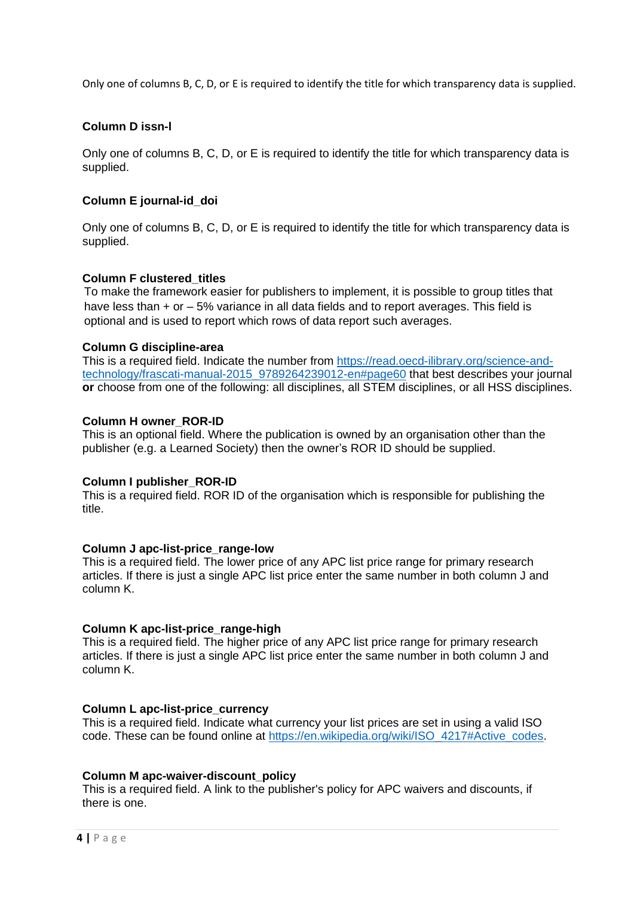Only one of columns B, C, D, or E is required to identify the title for which transparency data is supplied.

**Column D issn-l**

Only one of columns B, C, D, or E is required to identify the title for which transparency data is supplied.

**Column E journal-id_doi**

Only one of columns B, C, D, or E is required to identify the title for which transparency data is supplied.

**Column F clustered_titles**

To make the framework easier for publishers to implement, it is possible to group titles that have less than + or – 5% variance in all data fields and to report averages. This field is optional and is used to report which rows of data report such averages.

**Column G discipline-area**

This is a required field. Indicate the number from [https://read.oecd-ilibrary.org/science-and-technology/frascati-manual-2015_9789264239012-en#page60](https://read.oecd-ilibrary.org/science-and-technology/frascati-manual-2015_9789264239012-en#page60) that best describes your journal **or** choose from one of the following: all disciplines, all STEM disciplines, or all HSS disciplines.

**Column H owner_ROR-ID**

This is an optional field. Where the publication is owned by an organisation other than the publisher (e.g. a Learned Society) then the owner's ROR ID should be supplied.

**Column I publisher_ROR-ID**

This is a required field. ROR ID of the organisation which is responsible for publishing the title.

**Column J apc-list-price_range-low**

This is a required field. The lower price of any APC list price range for primary research articles. If there is just a single APC list price enter the same number in both column J and column K.

**Column K apc-list-price_range-high**

This is a required field. The higher price of any APC list price range for primary research articles. If there is just a single APC list price enter the same number in both column J and column K.

**Column L apc-list-price_currency**

This is a required field. Indicate what currency your list prices are set in using a valid ISO code. These can be found online at [https://en.wikipedia.org/wiki/ISO_4217#Active_codes](https://en.wikipedia.org/wiki/ISO_4217#Active_codes).

**Column M apc-waiver-discount_policy**

This is a required field. A link to the publisher's policy for APC waivers and discounts, if there is one.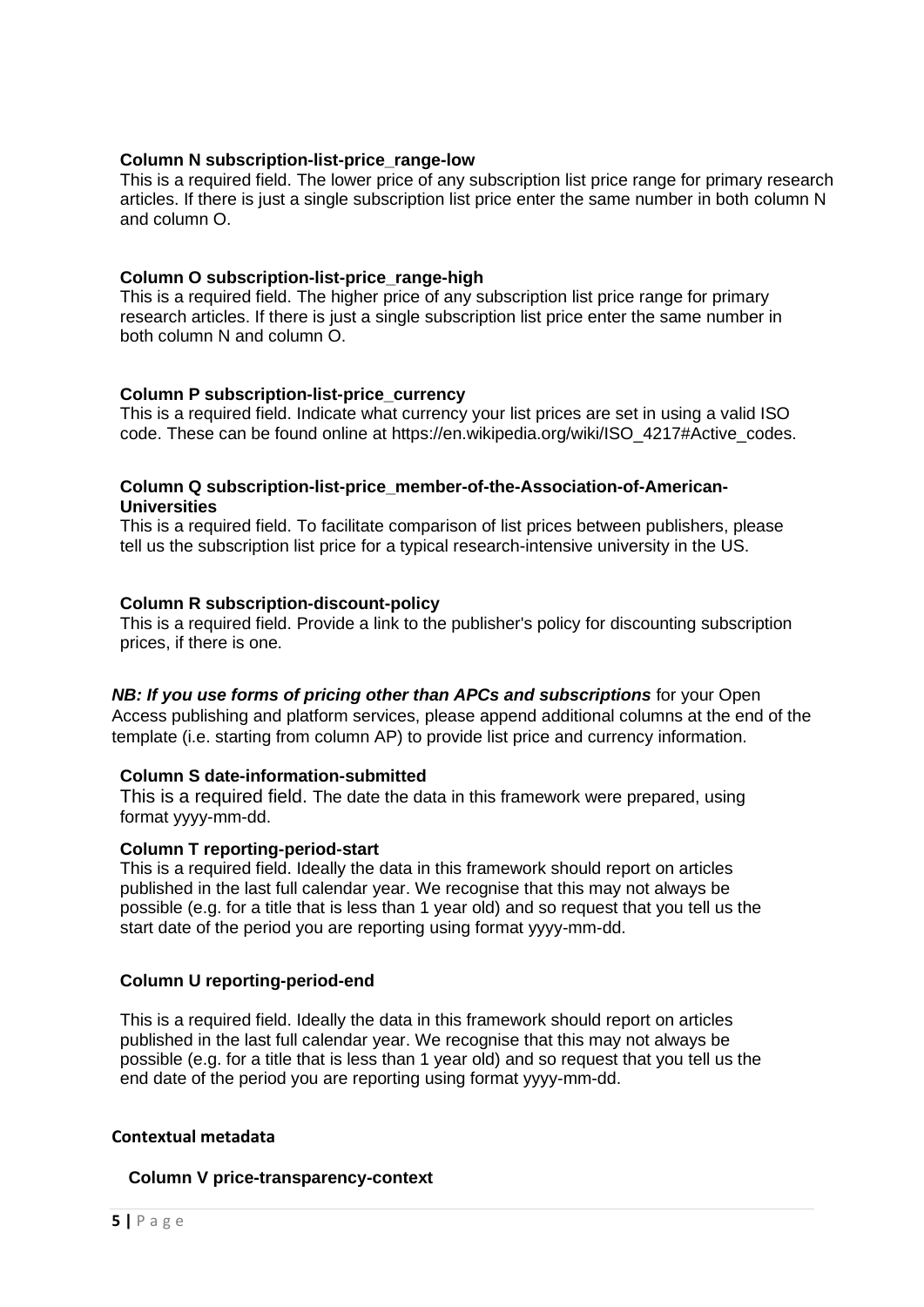**Column N subscription-list-price_range-low**

This is a required field. The lower price of any subscription list price range for primary research articles. If there is just a single subscription list price enter the same number in both column N and column O.

**Column O subscription-list-price_range-high**

This is a required field. The higher price of any subscription list price range for primary research articles. If there is just a single subscription list price enter the same number in both column N and column O.

**Column P subscription-list-price_currency**

This is a required field. Indicate what currency your list prices are set in using a valid ISO code. These can be found online at https://en.wikipedia.org/wiki/ISO_4217#Active_codes.

**Column Q subscription-list-price_member-of-the-Association-of-American-Universities**

This is a required field. To facilitate comparison of list prices between publishers, please tell us the subscription list price for a typical research-intensive university in the US.

**Column R subscription-discount-policy**

This is a required field. Provide a link to the publisher's policy for discounting subscription prices, if there is one.

***NB: If you use forms of pricing other than APCs and subscriptions*** for your Open Access publishing and platform services, please append additional columns at the end of the template (i.e. starting from column AP) to provide list price and currency information.

**Column S date-information-submitted**

This is a required field. The date the data in this framework were prepared, using format yyyy-mm-dd.

**Column T reporting-period-start**

This is a required field. Ideally the data in this framework should report on articles published in the last full calendar year. We recognise that this may not always be possible (e.g. for a title that is less than 1 year old) and so request that you tell us the start date of the period you are reporting using format yyyy-mm-dd.

**Column U reporting-period-end**

This is a required field. Ideally the data in this framework should report on articles published in the last full calendar year. We recognise that this may not always be possible (e.g. for a title that is less than 1 year old) and so request that you tell us the end date of the period you are reporting using format yyyy-mm-dd.

**Contextual metadata**

**Column V price-transparency-context**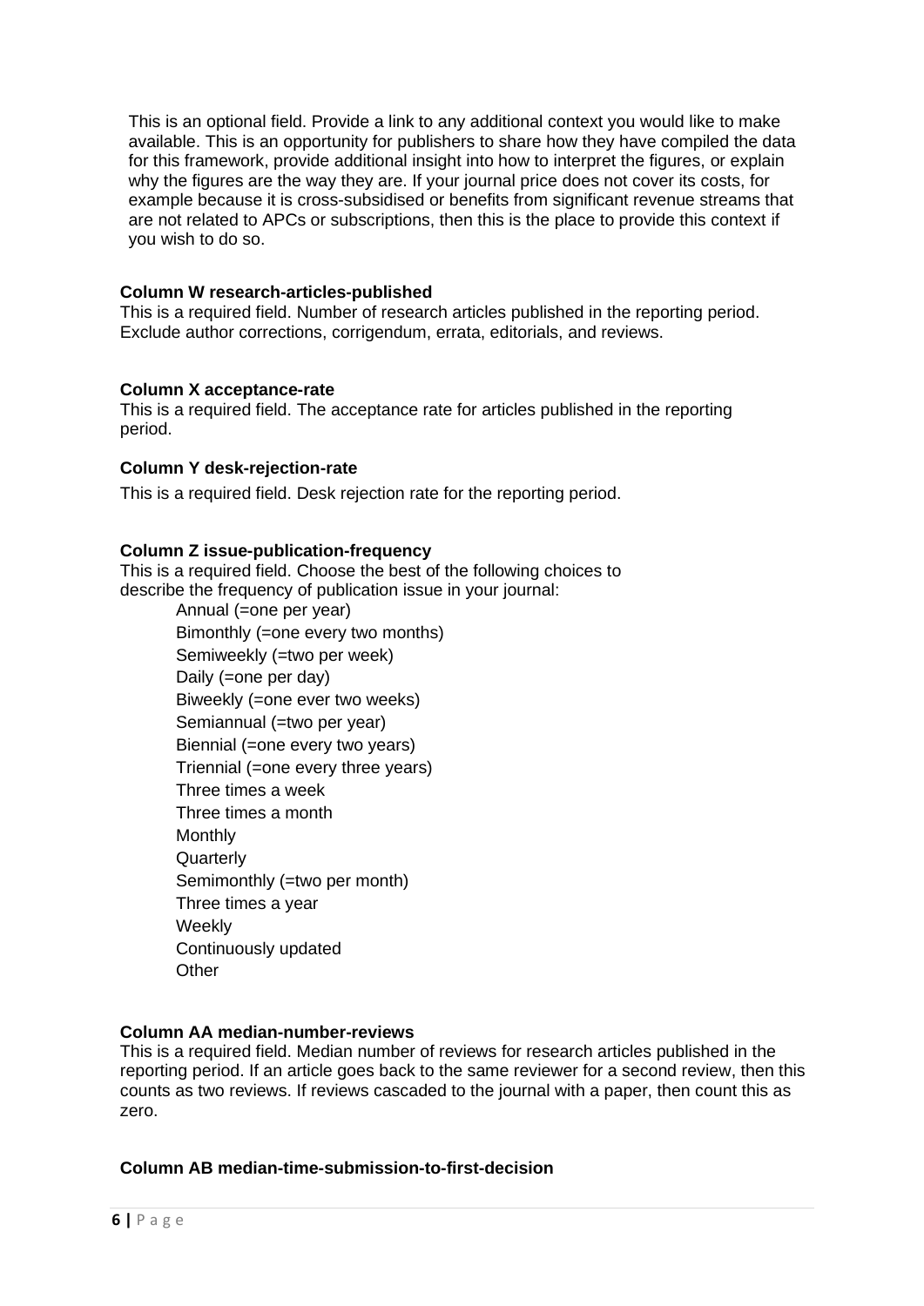This is an optional field. Provide a link to any additional context you would like to make available. This is an opportunity for publishers to share how they have compiled the data for this framework, provide additional insight into how to interpret the figures, or explain why the figures are the way they are. If your journal price does not cover its costs, for example because it is cross-subsidised or benefits from significant revenue streams that are not related to APCs or subscriptions, then this is the place to provide this context if you wish to do so.

**Column W research-articles-published**

This is a required field. Number of research articles published in the reporting period. Exclude author corrections, corrigendum, errata, editorials, and reviews.

**Column X acceptance-rate**

This is a required field. The acceptance rate for articles published in the reporting period.

**Column Y desk-rejection-rate**

This is a required field. Desk rejection rate for the reporting period.

**Column Z issue-publication-frequency**

This is a required field. Choose the best of the following choices to describe the frequency of publication issue in your journal:

- Annual (=one per year)
- Bimonthly (=one every two months)
- Semiweekly (=two per week)
- Daily (=one per day)
- Biweekly (=one ever two weeks)
- Semiannual (=two per year)
- Biennial (=one every two years)
- Triennial (=one every three years)
- Three times a week
- Three times a month
- Monthly
- Quarterly
- Semimonthly (=two per month)
- Three times a year
- Weekly
- Continuously updated
- Other

**Column AA median-number-reviews**

This is a required field. Median number of reviews for research articles published in the reporting period. If an article goes back to the same reviewer for a second review, then this counts as two reviews. If reviews cascaded to the journal with a paper, then count this as zero.

**Column AB median-time-submission-to-first-decision**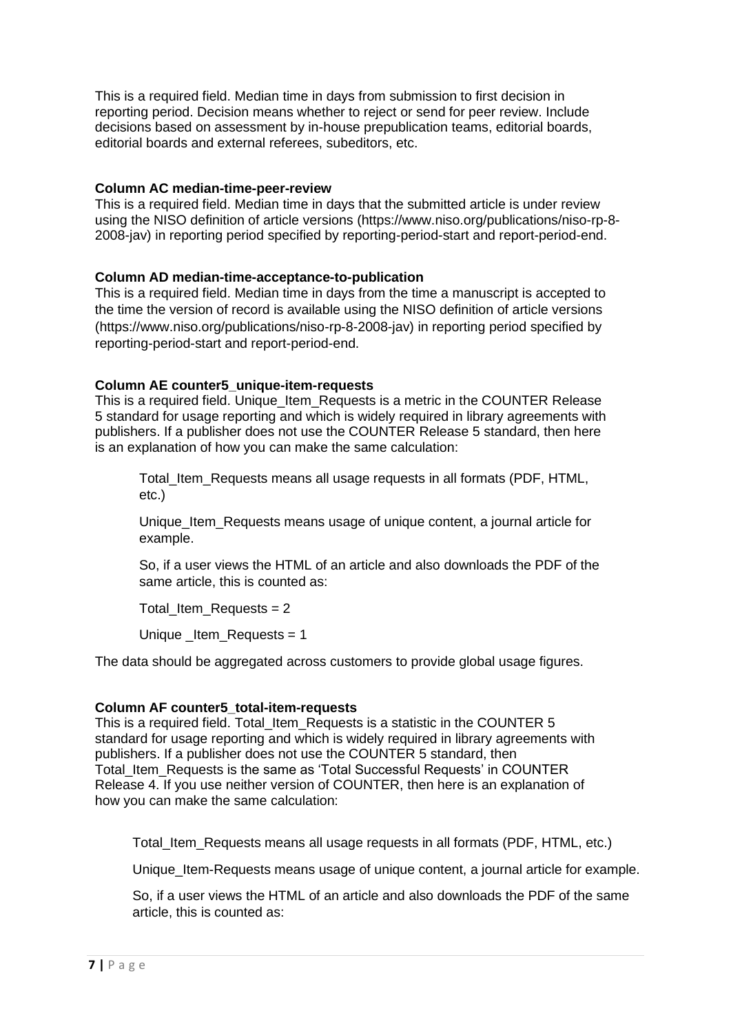This is a required field. Median time in days from submission to first decision in reporting period. Decision means whether to reject or send for peer review. Include decisions based on assessment by in-house prepublication teams, editorial boards, editorial boards and external referees, subeditors, etc.

**Column AC median-time-peer-review**
This is a required field. Median time in days that the submitted article is under review using the NISO definition of article versions (https://www.niso.org/publications/niso-rp-8-2008-jav) in reporting period specified by reporting-period-start and report-period-end.

**Column AD median-time-acceptance-to-publication**
This is a required field. Median time in days from the time a manuscript is accepted to the time the version of record is available using the NISO definition of article versions (https://www.niso.org/publications/niso-rp-8-2008-jav) in reporting period specified by reporting-period-start and report-period-end.

**Column AE counter5_unique-item-requests**
This is a required field. Unique_Item_Requests is a metric in the COUNTER Release 5 standard for usage reporting and which is widely required in library agreements with publishers. If a publisher does not use the COUNTER Release 5 standard, then here is an explanation of how you can make the same calculation:

> Total_Item_Requests means all usage requests in all formats (PDF, HTML, etc.)
>
> Unique_Item_Requests means usage of unique content, a journal article for example.
>
> So, if a user views the HTML of an article and also downloads the PDF of the same article, this is counted as:
>
> Total_Item_Requests = 2
>
> Unique _Item_Requests = 1

The data should be aggregated across customers to provide global usage figures.

**Column AF counter5_total-item-requests**
This is a required field. Total_Item_Requests is a statistic in the COUNTER 5 standard for usage reporting and which is widely required in library agreements with publishers. If a publisher does not use the COUNTER 5 standard, then Total_Item_Requests is the same as 'Total Successful Requests' in COUNTER Release 4. If you use neither version of COUNTER, then here is an explanation of how you can make the same calculation:

> Total_Item_Requests means all usage requests in all formats (PDF, HTML, etc.)
>
> Unique_Item-Requests means usage of unique content, a journal article for example.
>
> So, if a user views the HTML of an article and also downloads the PDF of the same article, this is counted as: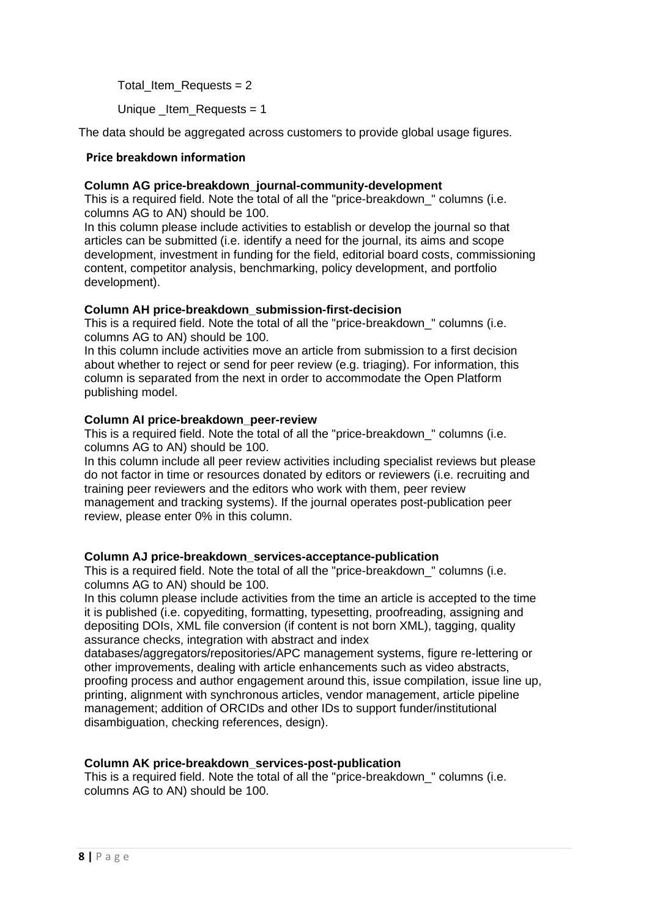Total_Item_Requests = 2

Unique _Item_Requests = 1

The data should be aggregated across customers to provide global usage figures.

### Price breakdown information

**Column AG price-breakdown_journal-community-development**
This is a required field. Note the total of all the "price-breakdown_" columns (i.e. columns AG to AN) should be 100.
In this column please include activities to establish or develop the journal so that articles can be submitted (i.e. identify a need for the journal, its aims and scope development, investment in funding for the field, editorial board costs, commissioning content, competitor analysis, benchmarking, policy development, and portfolio development).

**Column AH price-breakdown_submission-first-decision**
This is a required field. Note the total of all the "price-breakdown_" columns (i.e. columns AG to AN) should be 100.
In this column include activities move an article from submission to a first decision about whether to reject or send for peer review (e.g. triaging). For information, this column is separated from the next in order to accommodate the Open Platform publishing model.

**Column AI price-breakdown_peer-review**
This is a required field. Note the total of all the "price-breakdown_" columns (i.e. columns AG to AN) should be 100.
In this column include all peer review activities including specialist reviews but please do not factor in time or resources donated by editors or reviewers (i.e. recruiting and training peer reviewers and the editors who work with them, peer review management and tracking systems). If the journal operates post-publication peer review, please enter 0% in this column.

**Column AJ price-breakdown_services-acceptance-publication**
This is a required field. Note the total of all the "price-breakdown_" columns (i.e. columns AG to AN) should be 100.
In this column please include activities from the time an article is accepted to the time it is published (i.e. copyediting, formatting, typesetting, proofreading, assigning and depositing DOIs, XML file conversion (if content is not born XML), tagging, quality assurance checks, integration with abstract and index databases/aggregators/repositories/APC management systems, figure re-lettering or other improvements, dealing with article enhancements such as video abstracts, proofing process and author engagement around this, issue compilation, issue line up, printing, alignment with synchronous articles, vendor management, article pipeline management; addition of ORCIDs and other IDs to support funder/institutional disambiguation, checking references, design).

**Column AK price-breakdown_services-post-publication**
This is a required field. Note the total of all the "price-breakdown_" columns (i.e. columns AG to AN) should be 100.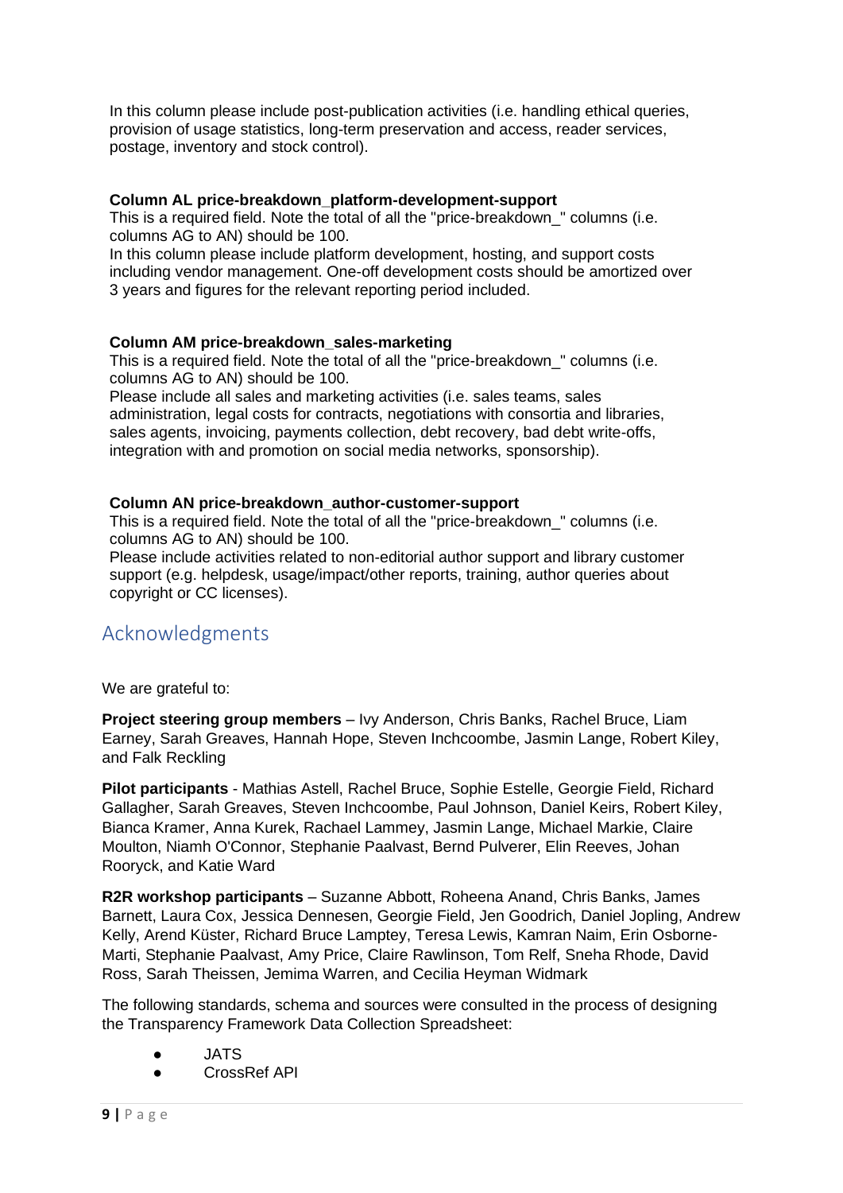In this column please include post-publication activities (i.e. handling ethical queries, provision of usage statistics, long-term preservation and access, reader services, postage, inventory and stock control).

**Column AL price-breakdown_platform-development-support**
This is a required field. Note the total of all the "price-breakdown_" columns (i.e. columns AG to AN) should be 100.
In this column please include platform development, hosting, and support costs including vendor management. One-off development costs should be amortized over 3 years and figures for the relevant reporting period included.

**Column AM price-breakdown_sales-marketing**
This is a required field. Note the total of all the "price-breakdown_" columns (i.e. columns AG to AN) should be 100.
Please include all sales and marketing activities (i.e. sales teams, sales administration, legal costs for contracts, negotiations with consortia and libraries, sales agents, invoicing, payments collection, debt recovery, bad debt write-offs, integration with and promotion on social media networks, sponsorship).

**Column AN price-breakdown_author-customer-support**
This is a required field. Note the total of all the "price-breakdown_" columns (i.e. columns AG to AN) should be 100.
Please include activities related to non-editorial author support and library customer support (e.g. helpdesk, usage/impact/other reports, training, author queries about copyright or CC licenses).

## Acknowledgments

We are grateful to:

**Project steering group members** – Ivy Anderson, Chris Banks, Rachel Bruce, Liam Earney, Sarah Greaves, Hannah Hope, Steven Inchcoombe, Jasmin Lange, Robert Kiley, and Falk Reckling

**Pilot participants** - Mathias Astell, Rachel Bruce, Sophie Estelle, Georgie Field, Richard Gallagher, Sarah Greaves, Steven Inchcoombe, Paul Johnson, Daniel Keirs, Robert Kiley, Bianca Kramer, Anna Kurek, Rachael Lammey, Jasmin Lange, Michael Markie, Claire Moulton, Niamh O'Connor, Stephanie Paalvast, Bernd Pulverer, Elin Reeves, Johan Rooryck, and Katie Ward

**R2R workshop participants** – Suzanne Abbott, Roheena Anand, Chris Banks, James Barnett, Laura Cox, Jessica Dennesen, Georgie Field, Jen Goodrich, Daniel Jopling, Andrew Kelly, Arend Küster, Richard Bruce Lamptey, Teresa Lewis, Kamran Naim, Erin Osborne-Marti, Stephanie Paalvast, Amy Price, Claire Rawlinson, Tom Relf, Sneha Rhode, David Ross, Sarah Theissen, Jemima Warren, and Cecilia Heyman Widmark

The following standards, schema and sources were consulted in the process of designing the Transparency Framework Data Collection Spreadsheet:

- JATS
- CrossRef API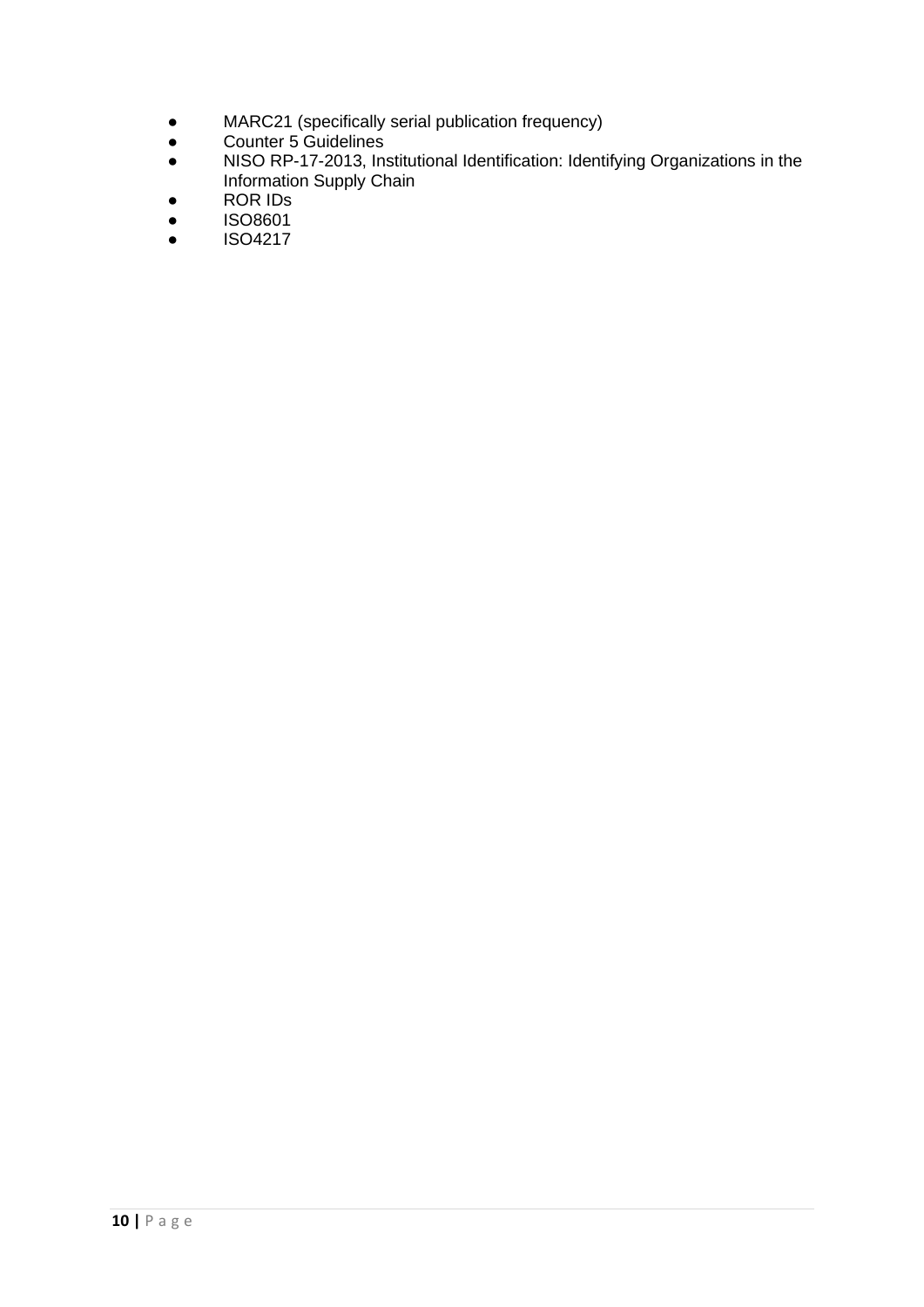- MARC21 (specifically serial publication frequency)
- Counter 5 Guidelines
- NISO RP-17-2013, Institutional Identification: Identifying Organizations in the Information Supply Chain
- ROR IDs
- ISO8601
- ISO4217